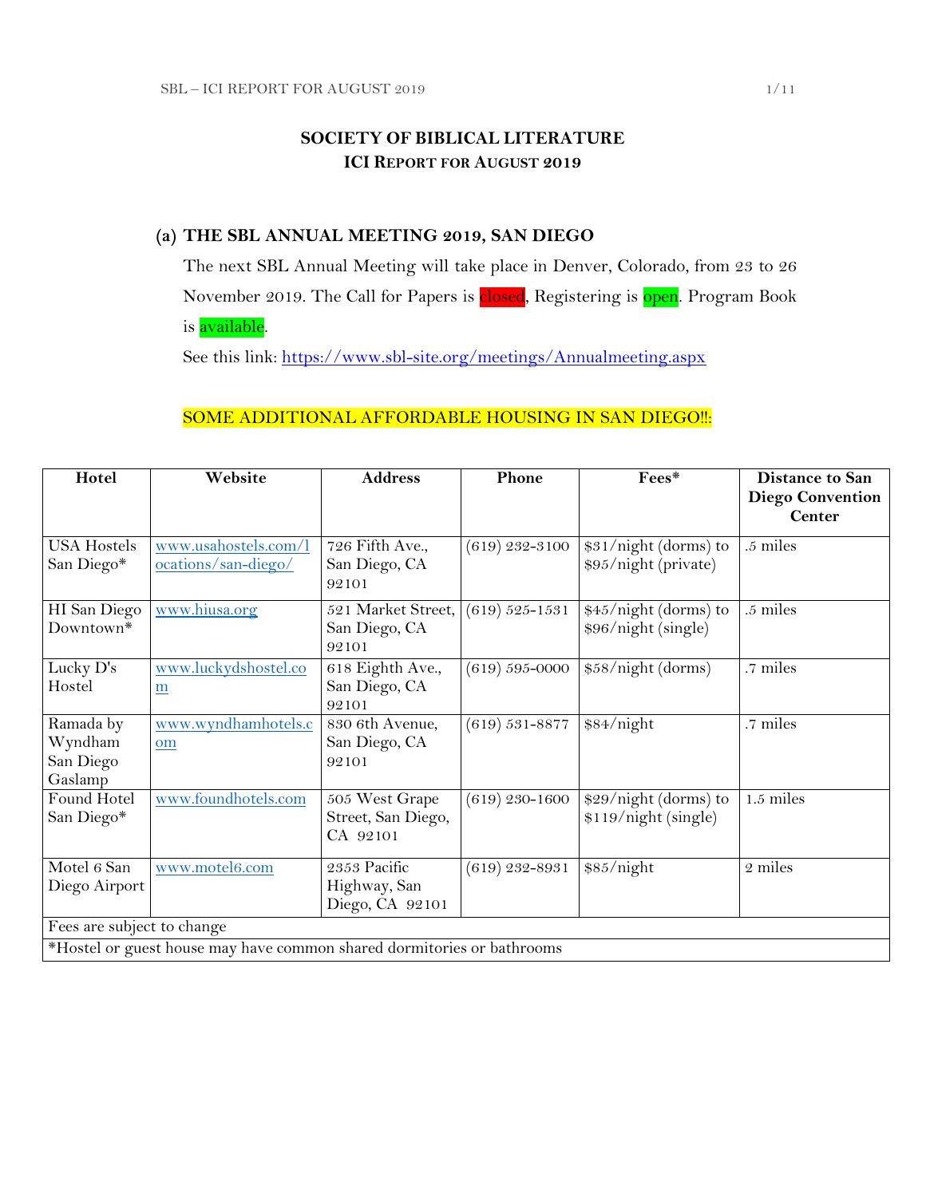# SOCIETY OF BIBLICAL LITERATURE
## ICI REPORT FOR AUGUST 2019

### (a) THE SBL ANNUAL MEETING 2019, SAN DIEGO

The next SBL Annual Meeting will take place in Denver, Colorado, from 23 to 26 November 2019. The Call for Papers is closed, Registering is open. Program Book is available.

See this link: https://www.sbl-site.org/meetings/Annualmeeting.aspx

SOME ADDITIONAL AFFORDABLE HOUSING IN SAN DIEGO!!:

| Hotel | Website | Address | Phone | Fees* | Distance to San Diego Convention Center |
|---|---|---|---|---|---|
| USA Hostels San Diego* | www.usahostels.com/locations/san-diego/ | 726 Fifth Ave., San Diego, CA 92101 | (619) 232-3100 | $31/night (dorms) to $95/night (private) | .5 miles |
| HI San Diego Downtown* | www.hiusa.org | 521 Market Street, San Diego, CA 92101 | (619) 525-1531 | $45/night (dorms) to $96/night (single) | .5 miles |
| Lucky D's Hostel | www.luckydshostel.com | 618 Eighth Ave., San Diego, CA 92101 | (619) 595-0000 | $58/night (dorms) | .7 miles |
| Ramada by Wyndham San Diego Gaslamp | www.wyndhamhotels.com | 830 6th Avenue, San Diego, CA 92101 | (619) 531-8877 | $84/night | .7 miles |
| Found Hotel San Diego* | www.foundhotels.com | 505 West Grape Street, San Diego, CA 92101 | (619) 230-1600 | $29/night (dorms) to $119/night (single) | 1.5 miles |
| Motel 6 San Diego Airport | www.motel6.com | 2353 Pacific Highway, San Diego, CA 92101 | (619) 232-8931 | $85/night | 2 miles |
| Fees are subject to change | | | | | |
| *Hostel or guest house may have common shared dormitories or bathrooms | | | | | |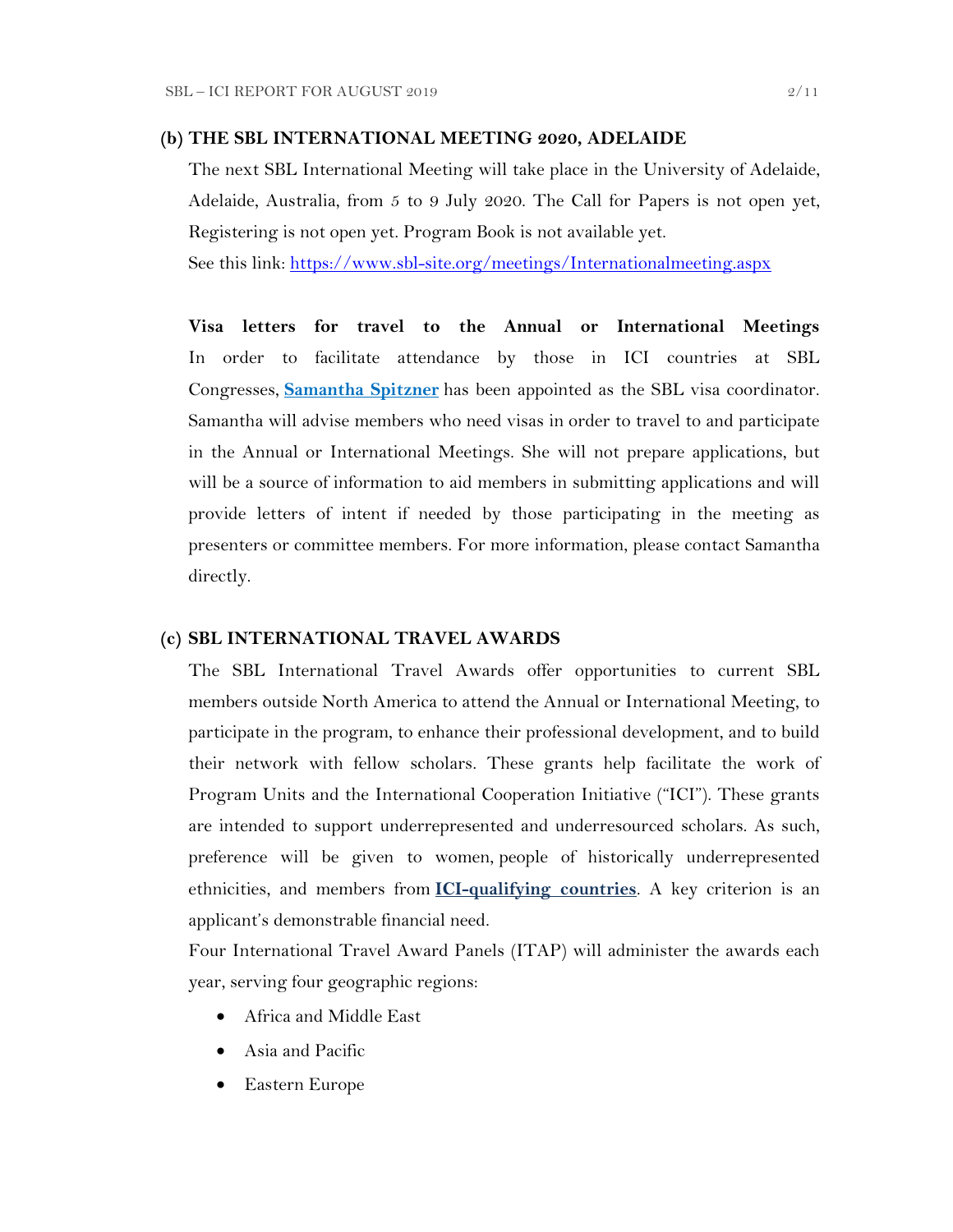### (b) THE SBL INTERNATIONAL MEETING 2020, ADELAIDE

The next SBL International Meeting will take place in the University of Adelaide, Adelaide, Australia, from 5 to 9 July 2020. The Call for Papers is not open yet, Registering is not open yet. Program Book is not available yet.

See this link: [https://www.sbl-site.org/meetings/Internationalmeeting.aspx](https://www.sbl-site.org/meetings/Internationalmeeting.aspx)

**Visa letters for travel to the Annual or International Meetings**
In order to facilitate attendance by those in ICI countries at SBL Congresses, **Samantha Spitzner** has been appointed as the SBL visa coordinator. Samantha will advise members who need visas in order to travel to and participate in the Annual or International Meetings. She will not prepare applications, but will be a source of information to aid members in submitting applications and will provide letters of intent if needed by those participating in the meeting as presenters or committee members. For more information, please contact Samantha directly.

### (c) SBL INTERNATIONAL TRAVEL AWARDS

The SBL International Travel Awards offer opportunities to current SBL members outside North America to attend the Annual or International Meeting, to participate in the program, to enhance their professional development, and to build their network with fellow scholars. These grants help facilitate the work of Program Units and the International Cooperation Initiative ("ICI"). These grants are intended to support underrepresented and underresourced scholars. As such, preference will be given to women, people of historically underrepresented ethnicities, and members from **ICI-qualifying countries**. A key criterion is an applicant's demonstrable financial need.

Four International Travel Award Panels (ITAP) will administer the awards each year, serving four geographic regions:

- Africa and Middle East
- Asia and Pacific
- Eastern Europe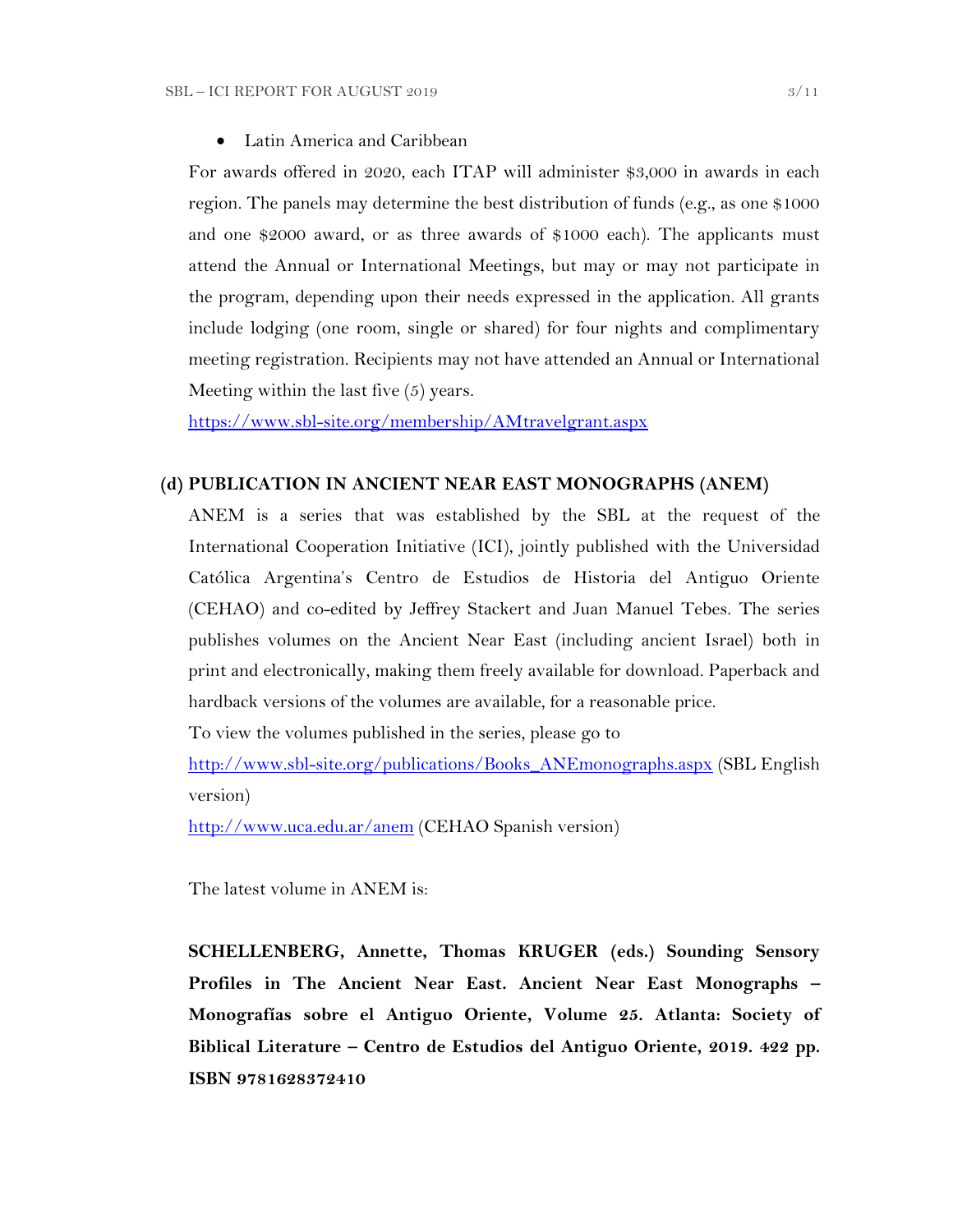- Latin America and Caribbean

For awards offered in 2020, each ITAP will administer $3,000 in awards in each region. The panels may determine the best distribution of funds (e.g., as one $1000 and one $2000 award, or as three awards of $1000 each). The applicants must attend the Annual or International Meetings, but may or may not participate in the program, depending upon their needs expressed in the application. All grants include lodging (one room, single or shared) for four nights and complimentary meeting registration. Recipients may not have attended an Annual or International Meeting within the last five (5) years.

[https://www.sbl-site.org/membership/AMtravelgrant.aspx](https://www.sbl-site.org/membership/AMtravelgrant.aspx)

### (d) PUBLICATION IN ANCIENT NEAR EAST MONOGRAPHS (ANEM)

ANEM is a series that was established by the SBL at the request of the International Cooperation Initiative (ICI), jointly published with the Universidad Católica Argentina's Centro de Estudios de Historia del Antiguo Oriente (CEHAO) and co-edited by Jeffrey Stackert and Juan Manuel Tebes. The series publishes volumes on the Ancient Near East (including ancient Israel) both in print and electronically, making them freely available for download. Paperback and hardback versions of the volumes are available, for a reasonable price.

To view the volumes published in the series, please go to

[http://www.sbl-site.org/publications/Books_ANEmonographs.aspx](http://www.sbl-site.org/publications/Books_ANEmonographs.aspx) (SBL English version)

[http://www.uca.edu.ar/anem](http://www.uca.edu.ar/anem) (CEHAO Spanish version)

The latest volume in ANEM is:

**SCHELLENBERG, Annette, Thomas KRUGER (eds.) Sounding Sensory Profiles in The Ancient Near East. Ancient Near East Monographs – Monografías sobre el Antiguo Oriente, Volume 25. Atlanta: Society of Biblical Literature – Centro de Estudios del Antiguo Oriente, 2019. 422 pp. ISBN 9781628372410**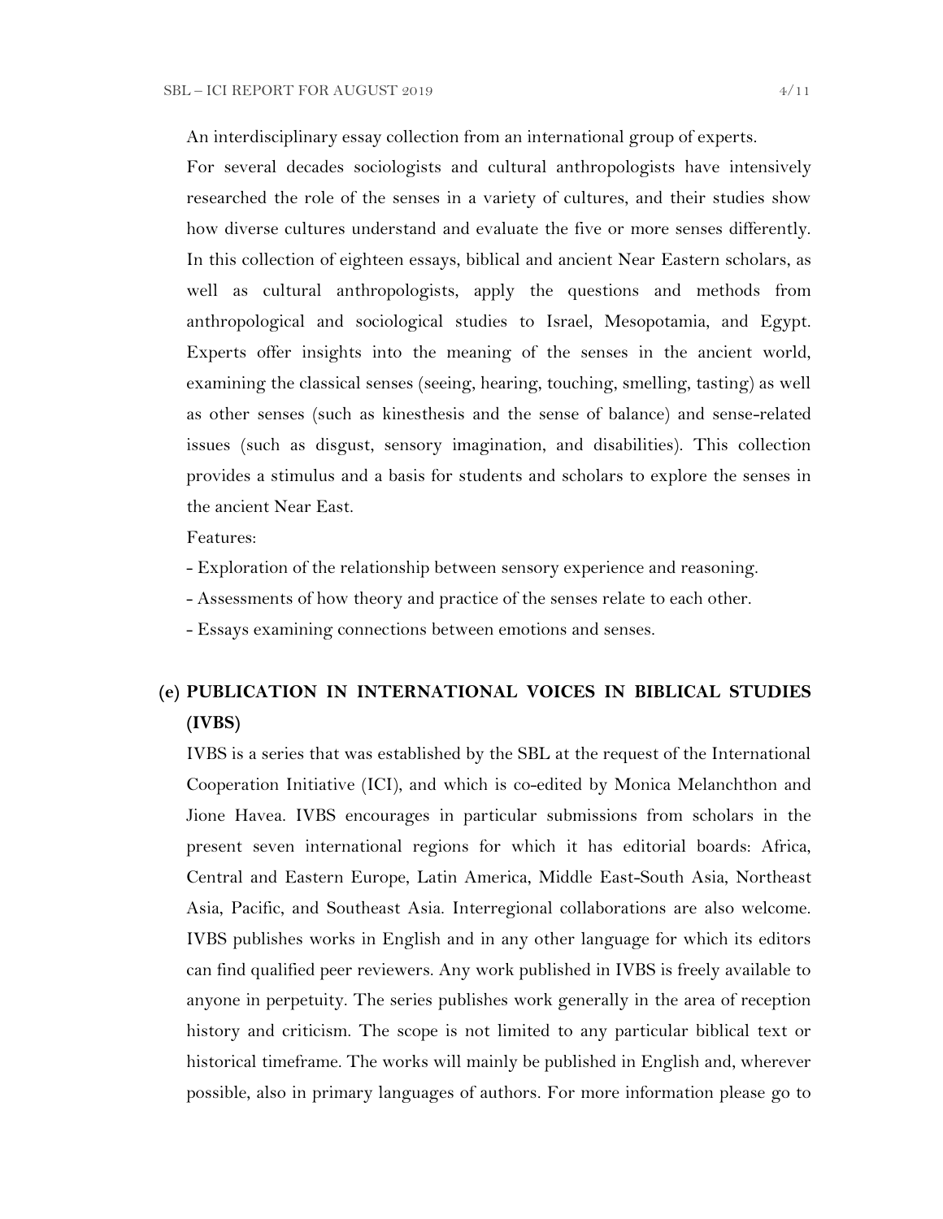An interdisciplinary essay collection from an international group of experts.

For several decades sociologists and cultural anthropologists have intensively researched the role of the senses in a variety of cultures, and their studies show how diverse cultures understand and evaluate the five or more senses differently. In this collection of eighteen essays, biblical and ancient Near Eastern scholars, as well as cultural anthropologists, apply the questions and methods from anthropological and sociological studies to Israel, Mesopotamia, and Egypt. Experts offer insights into the meaning of the senses in the ancient world, examining the classical senses (seeing, hearing, touching, smelling, tasting) as well as other senses (such as kinesthesis and the sense of balance) and sense-related issues (such as disgust, sensory imagination, and disabilities). This collection provides a stimulus and a basis for students and scholars to explore the senses in the ancient Near East.

Features:

- Exploration of the relationship between sensory experience and reasoning.
- Assessments of how theory and practice of the senses relate to each other.
- Essays examining connections between emotions and senses.

## (e) PUBLICATION IN INTERNATIONAL VOICES IN BIBLICAL STUDIES (IVBS)

IVBS is a series that was established by the SBL at the request of the International Cooperation Initiative (ICI), and which is co-edited by Monica Melanchthon and Jione Havea. IVBS encourages in particular submissions from scholars in the present seven international regions for which it has editorial boards: Africa, Central and Eastern Europe, Latin America, Middle East-South Asia, Northeast Asia, Pacific, and Southeast Asia. Interregional collaborations are also welcome. IVBS publishes works in English and in any other language for which its editors can find qualified peer reviewers. Any work published in IVBS is freely available to anyone in perpetuity. The series publishes work generally in the area of reception history and criticism. The scope is not limited to any particular biblical text or historical timeframe. The works will mainly be published in English and, wherever possible, also in primary languages of authors. For more information please go to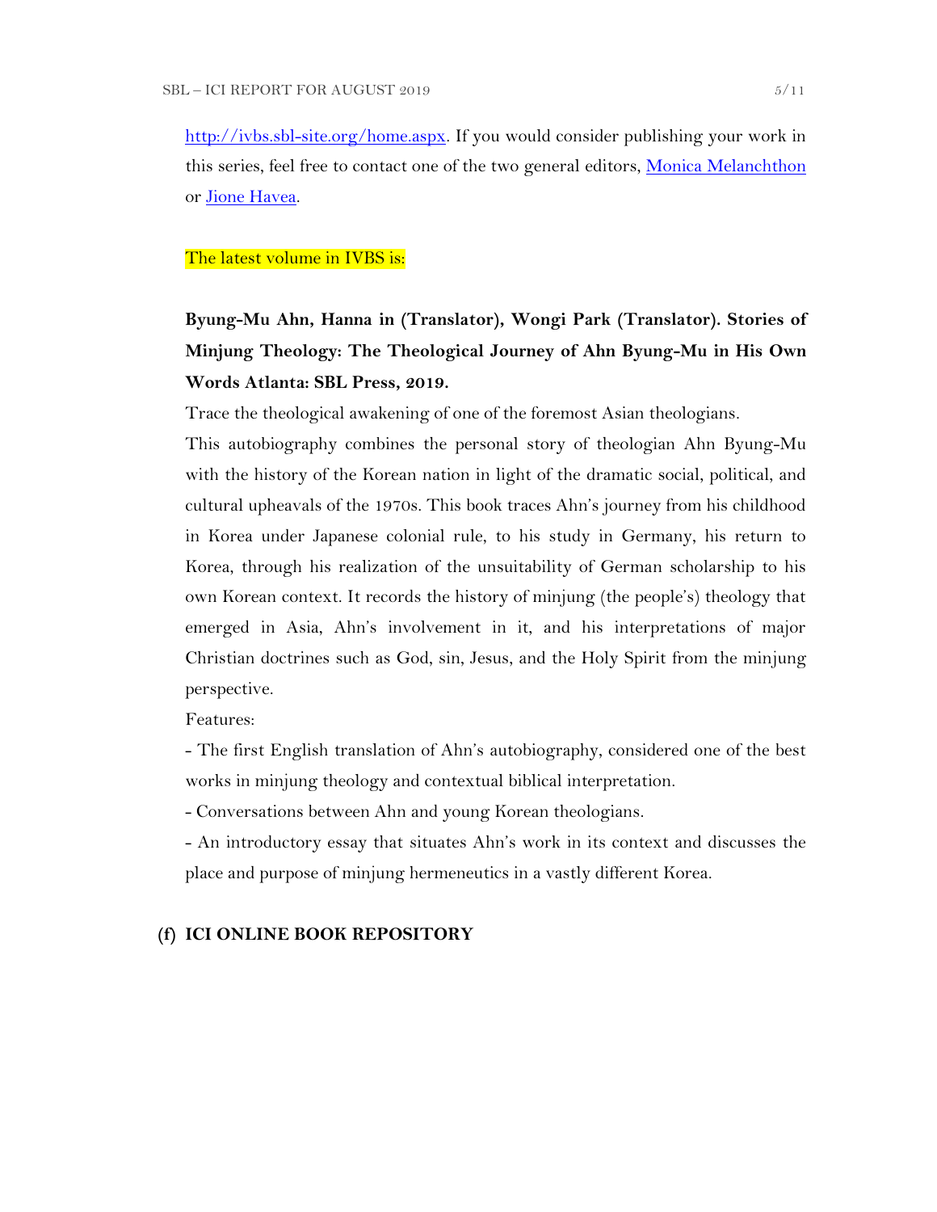[http://ivbs.sbl-site.org/home.aspx](http://ivbs.sbl-site.org/home.aspx). If you would consider publishing your work in this series, feel free to contact one of the two general editors, [Monica Melanchthon](#) or [Jione Havea](#).

The latest volume in IVBS is:

**Byung-Mu Ahn, Hanna in (Translator), Wongi Park (Translator). Stories of Minjung Theology: The Theological Journey of Ahn Byung-Mu in His Own Words Atlanta: SBL Press, 2019.**

Trace the theological awakening of one of the foremost Asian theologians.

This autobiography combines the personal story of theologian Ahn Byung-Mu with the history of the Korean nation in light of the dramatic social, political, and cultural upheavals of the 1970s. This book traces Ahn's journey from his childhood in Korea under Japanese colonial rule, to his study in Germany, his return to Korea, through his realization of the unsuitability of German scholarship to his own Korean context. It records the history of minjung (the people's) theology that emerged in Asia, Ahn's involvement in it, and his interpretations of major Christian doctrines such as God, sin, Jesus, and the Holy Spirit from the minjung perspective.

Features:

- The first English translation of Ahn's autobiography, considered one of the best works in minjung theology and contextual biblical interpretation.
- Conversations between Ahn and young Korean theologians.
- An introductory essay that situates Ahn's work in its context and discusses the place and purpose of minjung hermeneutics in a vastly different Korea.

## (f) ICI ONLINE BOOK REPOSITORY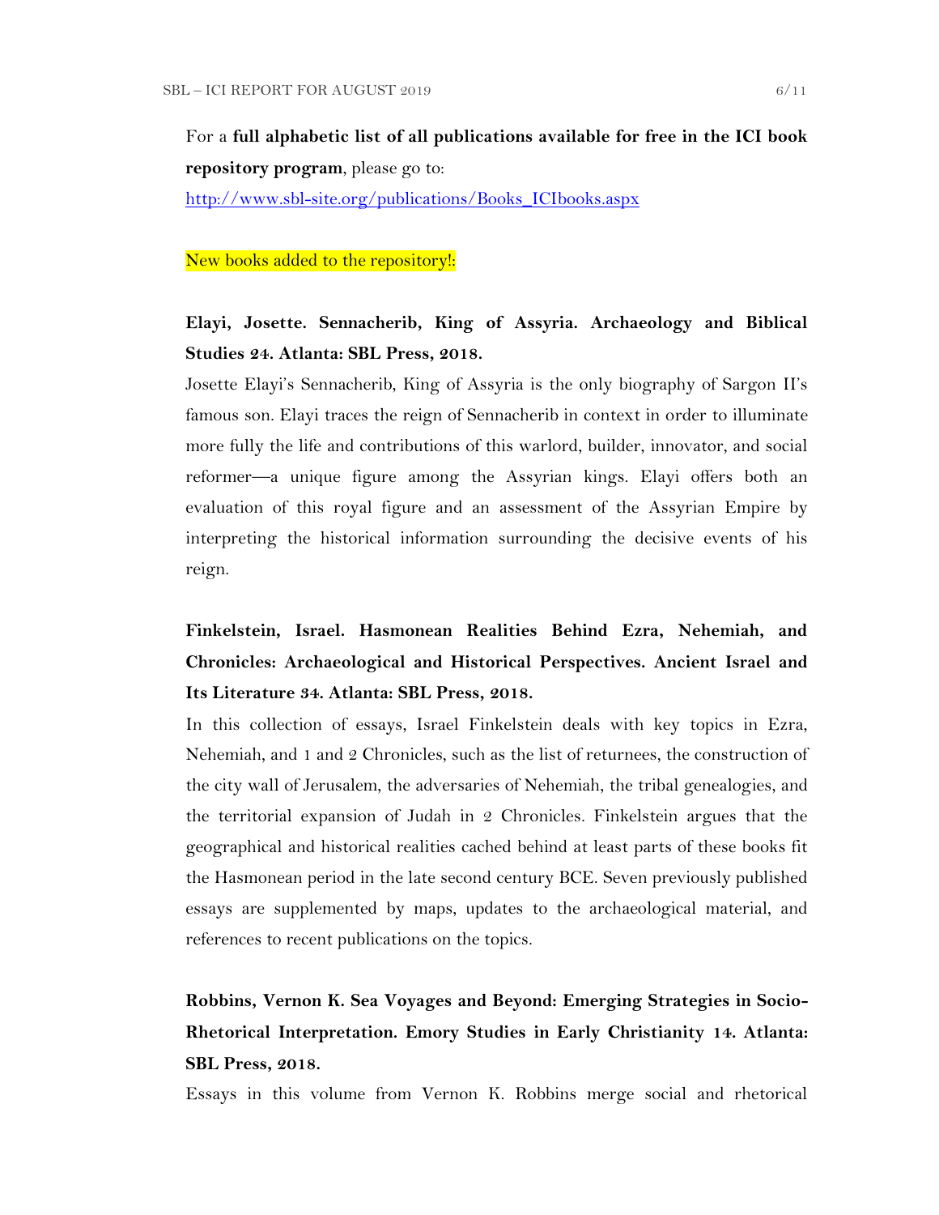For a **full alphabetic list of all publications available for free in the ICI book repository program**, please go to:

http://www.sbl-site.org/publications/Books_ICIbooks.aspx

New books added to the repository!:

**Elayi, Josette. Sennacherib, King of Assyria. Archaeology and Biblical Studies 24. Atlanta: SBL Press, 2018.**

Josette Elayi's Sennacherib, King of Assyria is the only biography of Sargon II's famous son. Elayi traces the reign of Sennacherib in context in order to illuminate more fully the life and contributions of this warlord, builder, innovator, and social reformer—a unique figure among the Assyrian kings. Elayi offers both an evaluation of this royal figure and an assessment of the Assyrian Empire by interpreting the historical information surrounding the decisive events of his reign.

**Finkelstein, Israel. Hasmonean Realities Behind Ezra, Nehemiah, and Chronicles: Archaeological and Historical Perspectives. Ancient Israel and Its Literature 34. Atlanta: SBL Press, 2018.**

In this collection of essays, Israel Finkelstein deals with key topics in Ezra, Nehemiah, and 1 and 2 Chronicles, such as the list of returnees, the construction of the city wall of Jerusalem, the adversaries of Nehemiah, the tribal genealogies, and the territorial expansion of Judah in 2 Chronicles. Finkelstein argues that the geographical and historical realities cached behind at least parts of these books fit the Hasmonean period in the late second century BCE. Seven previously published essays are supplemented by maps, updates to the archaeological material, and references to recent publications on the topics.

**Robbins, Vernon K. Sea Voyages and Beyond: Emerging Strategies in Socio-Rhetorical Interpretation. Emory Studies in Early Christianity 14. Atlanta: SBL Press, 2018.**

Essays in this volume from Vernon K. Robbins merge social and rhetorical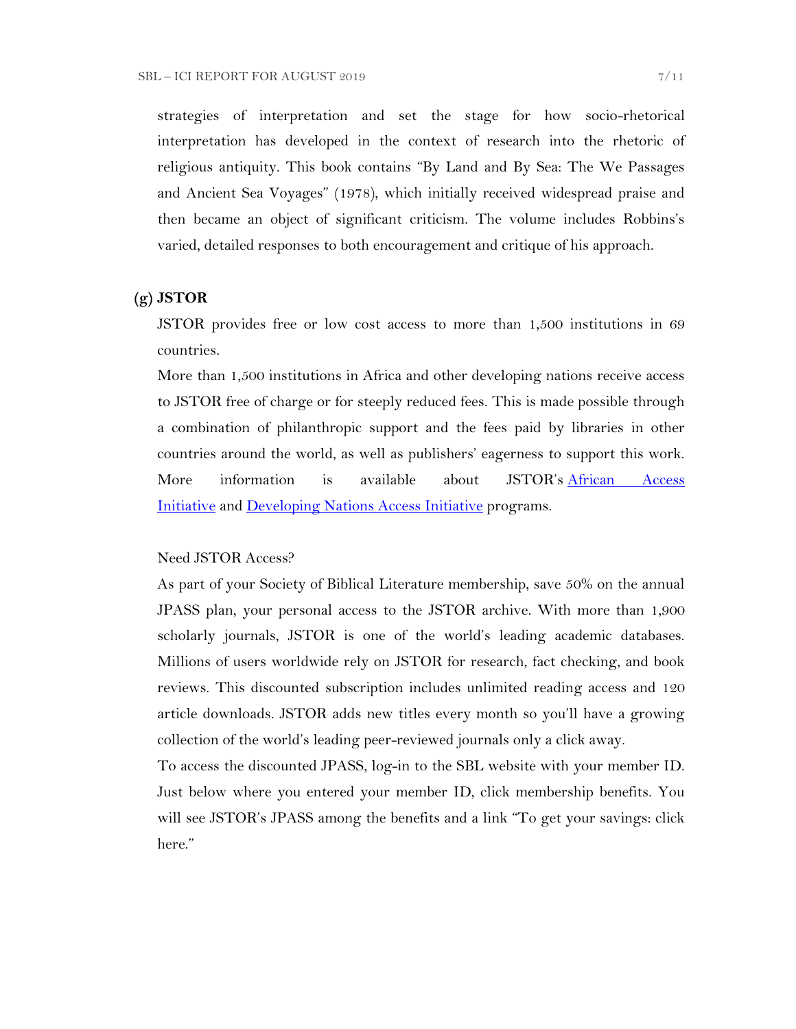strategies of interpretation and set the stage for how socio-rhetorical interpretation has developed in the context of research into the rhetoric of religious antiquity. This book contains "By Land and By Sea: The We Passages and Ancient Sea Voyages" (1978), which initially received widespread praise and then became an object of significant criticism. The volume includes Robbins's varied, detailed responses to both encouragement and critique of his approach.

**(g) JSTOR**

JSTOR provides free or low cost access to more than 1,500 institutions in 69 countries.

More than 1,500 institutions in Africa and other developing nations receive access to JSTOR free of charge or for steeply reduced fees. This is made possible through a combination of philanthropic support and the fees paid by libraries in other countries around the world, as well as publishers' eagerness to support this work. More information is available about JSTOR's African Access Initiative and Developing Nations Access Initiative programs.

Need JSTOR Access?

As part of your Society of Biblical Literature membership, save 50% on the annual JPASS plan, your personal access to the JSTOR archive. With more than 1,900 scholarly journals, JSTOR is one of the world's leading academic databases. Millions of users worldwide rely on JSTOR for research, fact checking, and book reviews. This discounted subscription includes unlimited reading access and 120 article downloads. JSTOR adds new titles every month so you'll have a growing collection of the world's leading peer-reviewed journals only a click away.

To access the discounted JPASS, log-in to the SBL website with your member ID. Just below where you entered your member ID, click membership benefits. You will see JSTOR's JPASS among the benefits and a link "To get your savings: click here."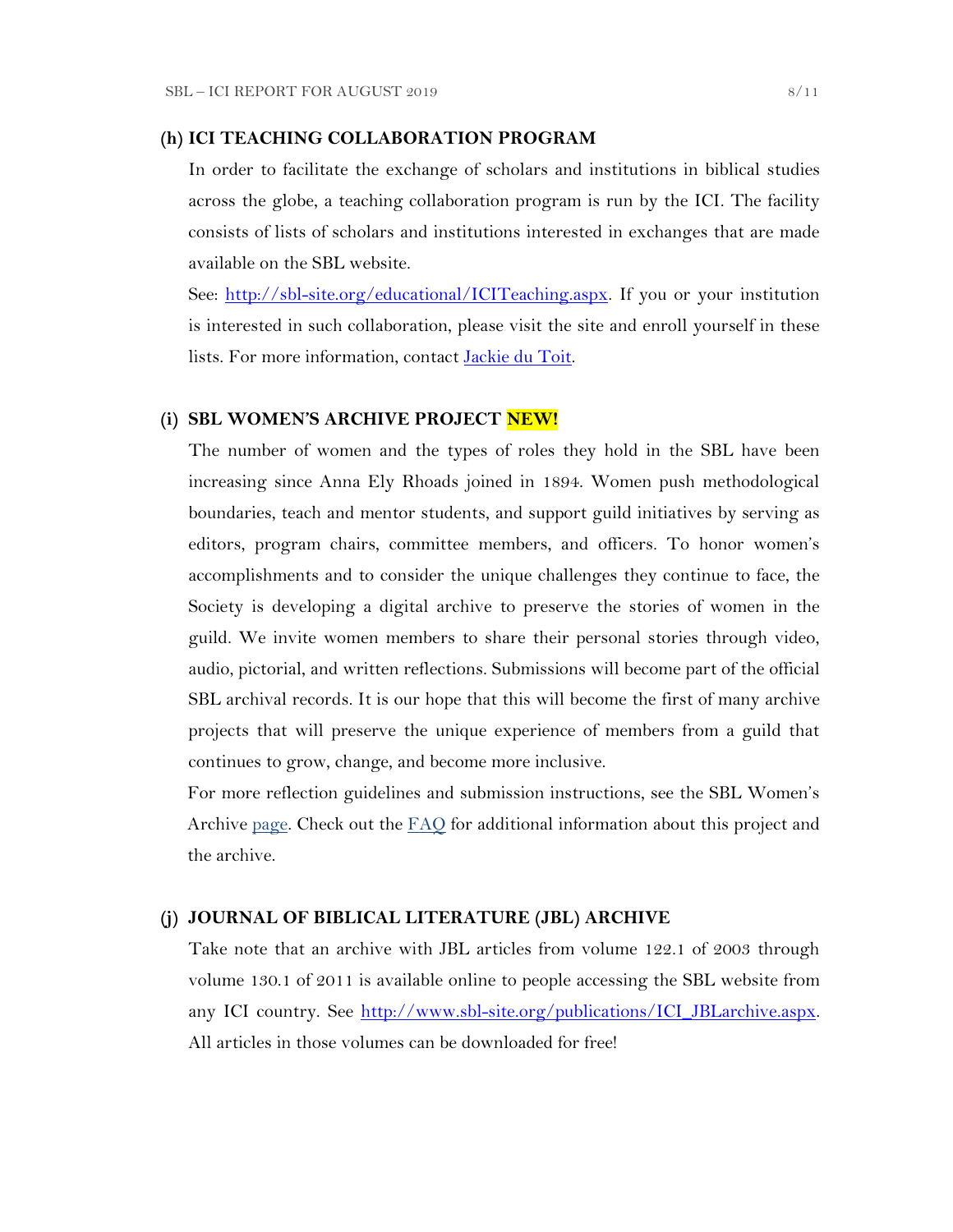### (h) ICI TEACHING COLLABORATION PROGRAM

In order to facilitate the exchange of scholars and institutions in biblical studies across the globe, a teaching collaboration program is run by the ICI. The facility consists of lists of scholars and institutions interested in exchanges that are made available on the SBL website.

See: [http://sbl-site.org/educational/ICITeaching.aspx](http://sbl-site.org/educational/ICITeaching.aspx). If you or your institution is interested in such collaboration, please visit the site and enroll yourself in these lists. For more information, contact [Jackie du Toit](#).

### (i) SBL WOMEN'S ARCHIVE PROJECT NEW!

The number of women and the types of roles they hold in the SBL have been increasing since Anna Ely Rhoads joined in 1894. Women push methodological boundaries, teach and mentor students, and support guild initiatives by serving as editors, program chairs, committee members, and officers. To honor women's accomplishments and to consider the unique challenges they continue to face, the Society is developing a digital archive to preserve the stories of women in the guild. We invite women members to share their personal stories through video, audio, pictorial, and written reflections. Submissions will become part of the official SBL archival records. It is our hope that this will become the first of many archive projects that will preserve the unique experience of members from a guild that continues to grow, change, and become more inclusive.

For more reflection guidelines and submission instructions, see the SBL Women's Archive [page](#). Check out the [FAQ](#) for additional information about this project and the archive.

### (j) JOURNAL OF BIBLICAL LITERATURE (JBL) ARCHIVE

Take note that an archive with JBL articles from volume 122.1 of 2003 through volume 130.1 of 2011 is available online to people accessing the SBL website from any ICI country. See [http://www.sbl-site.org/publications/ICI_JBLarchive.aspx](http://www.sbl-site.org/publications/ICI_JBLarchive.aspx). All articles in those volumes can be downloaded for free!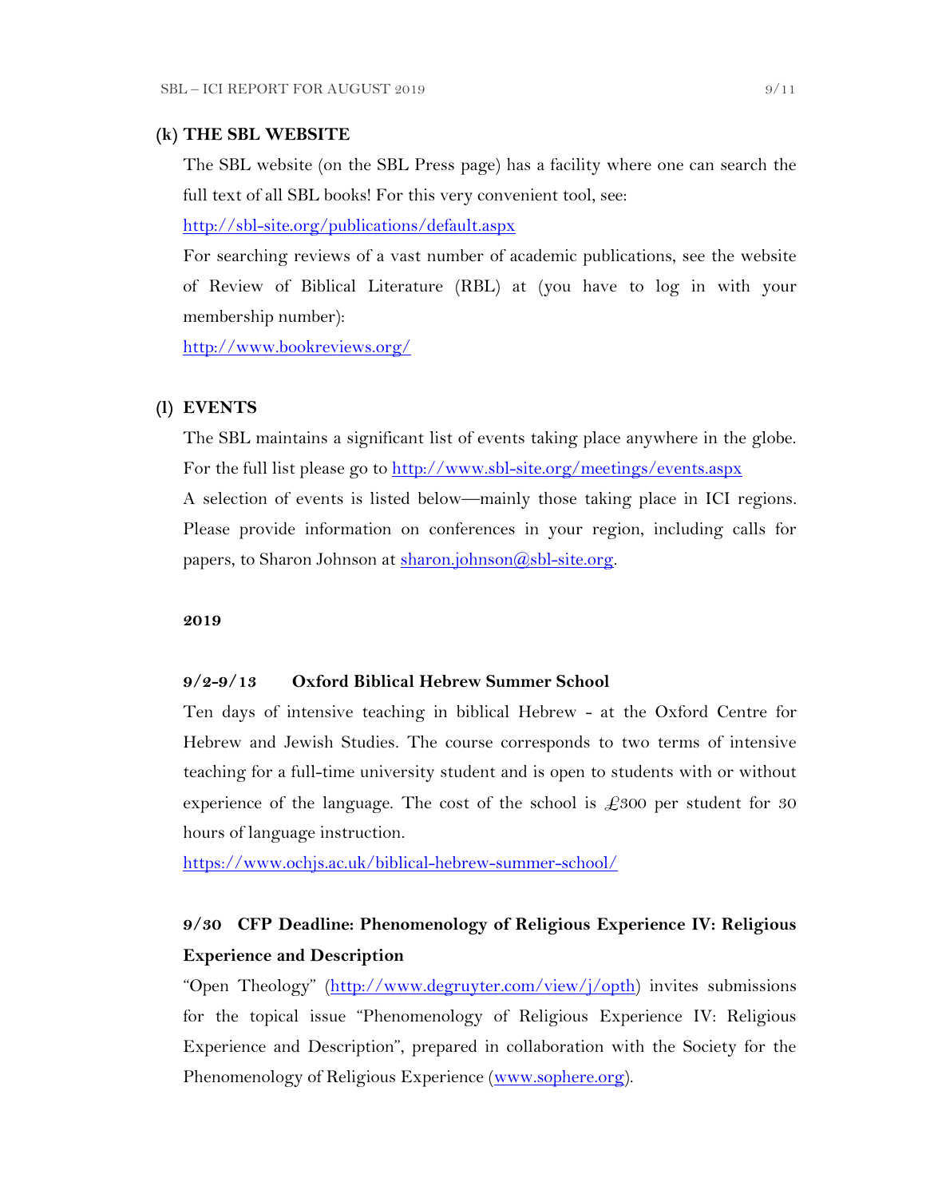## (k) THE SBL WEBSITE

The SBL website (on the SBL Press page) has a facility where one can search the full text of all SBL books! For this very convenient tool, see:

http://sbl-site.org/publications/default.aspx

For searching reviews of a vast number of academic publications, see the website of Review of Biblical Literature (RBL) at (you have to log in with your membership number):

http://www.bookreviews.org/

## (l) EVENTS

The SBL maintains a significant list of events taking place anywhere in the globe. For the full list please go to http://www.sbl-site.org/meetings/events.aspx

A selection of events is listed below—mainly those taking place in ICI regions. Please provide information on conferences in your region, including calls for papers, to Sharon Johnson at sharon.johnson@sbl-site.org.

**2019**

**9/2-9/13 Oxford Biblical Hebrew Summer School**

Ten days of intensive teaching in biblical Hebrew - at the Oxford Centre for Hebrew and Jewish Studies. The course corresponds to two terms of intensive teaching for a full-time university student and is open to students with or without experience of the language. The cost of the school is £300 per student for 30 hours of language instruction.

https://www.ochjs.ac.uk/biblical-hebrew-summer-school/

**9/30 CFP Deadline: Phenomenology of Religious Experience IV: Religious Experience and Description**

"Open Theology" (http://www.degruyter.com/view/j/opth) invites submissions for the topical issue "Phenomenology of Religious Experience IV: Religious Experience and Description", prepared in collaboration with the Society for the Phenomenology of Religious Experience (www.sophere.org).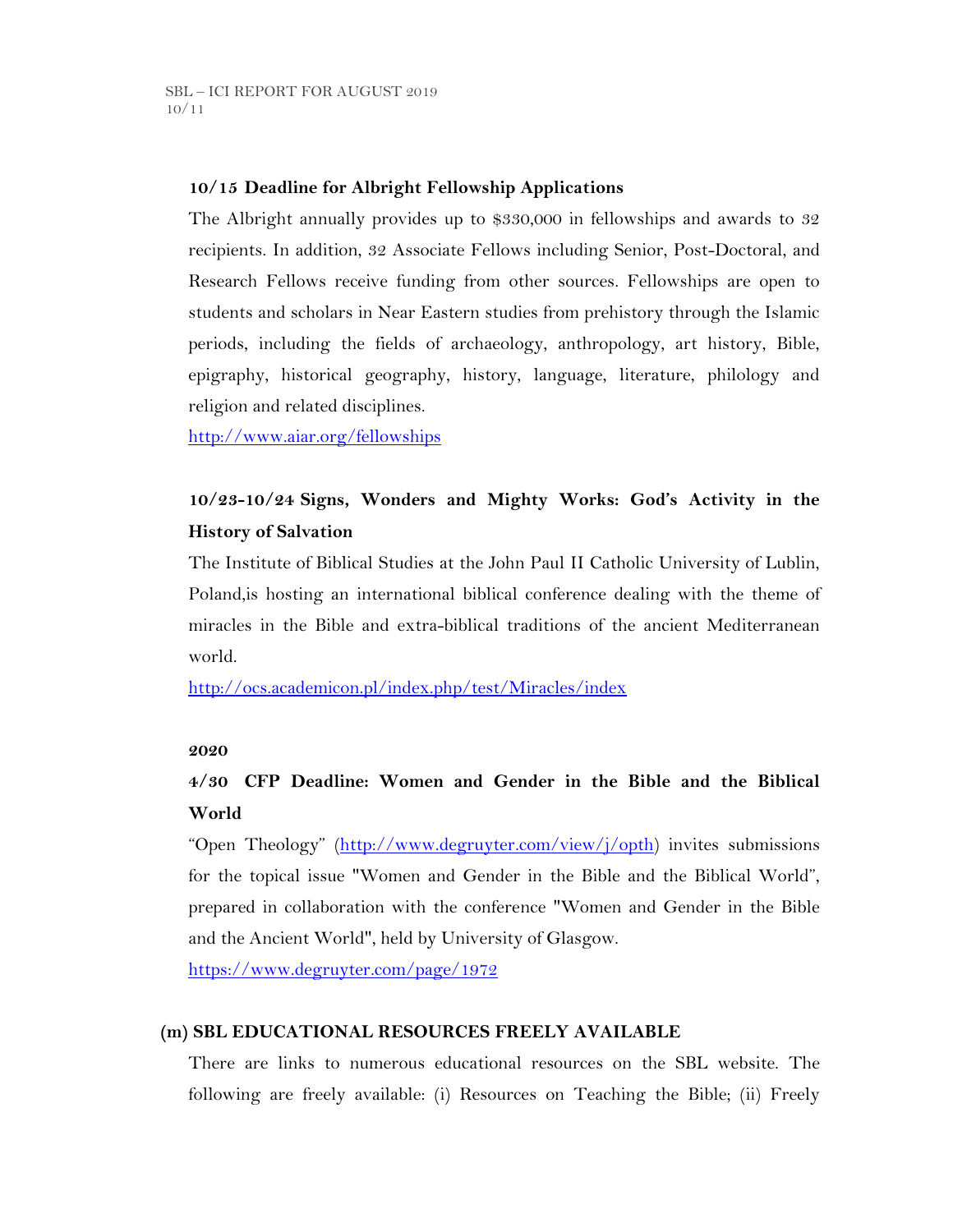**10/15 Deadline for Albright Fellowship Applications**

The Albright annually provides up to $330,000 in fellowships and awards to 32 recipients. In addition, 32 Associate Fellows including Senior, Post-Doctoral, and Research Fellows receive funding from other sources. Fellowships are open to students and scholars in Near Eastern studies from prehistory through the Islamic periods, including the fields of archaeology, anthropology, art history, Bible, epigraphy, historical geography, history, language, literature, philology and religion and related disciplines.

http://www.aiar.org/fellowships

**10/23-10/24 Signs, Wonders and Mighty Works: God's Activity in the History of Salvation**

The Institute of Biblical Studies at the John Paul II Catholic University of Lublin, Poland,is hosting an international biblical conference dealing with the theme of miracles in the Bible and extra-biblical traditions of the ancient Mediterranean world.

http://ocs.academicon.pl/index.php/test/Miracles/index

**2020**

**4/30 CFP Deadline: Women and Gender in the Bible and the Biblical World**

"Open Theology" (http://www.degruyter.com/view/j/opth) invites submissions for the topical issue "Women and Gender in the Bible and the Biblical World", prepared in collaboration with the conference "Women and Gender in the Bible and the Ancient World", held by University of Glasgow.

https://www.degruyter.com/page/1972

**(m) SBL EDUCATIONAL RESOURCES FREELY AVAILABLE**

There are links to numerous educational resources on the SBL website. The following are freely available: (i) Resources on Teaching the Bible; (ii) Freely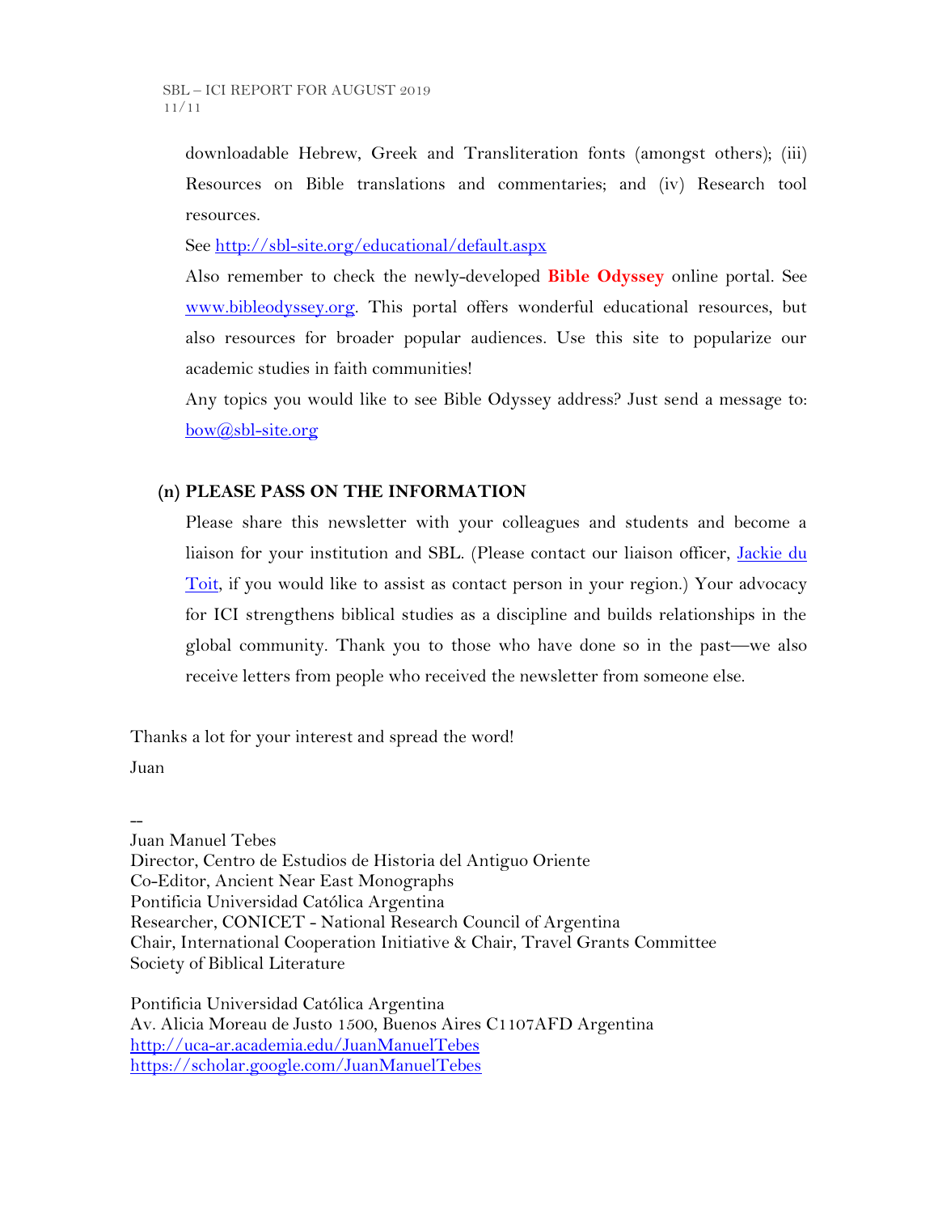downloadable Hebrew, Greek and Transliteration fonts (amongst others); (iii) Resources on Bible translations and commentaries; and (iv) Research tool resources.

See http://sbl-site.org/educational/default.aspx

Also remember to check the newly-developed **Bible Odyssey** online portal. See www.bibleodyssey.org. This portal offers wonderful educational resources, but also resources for broader popular audiences. Use this site to popularize our academic studies in faith communities!

Any topics you would like to see Bible Odyssey address? Just send a message to: bow@sbl-site.org

**(n) PLEASE PASS ON THE INFORMATION**

Please share this newsletter with your colleagues and students and become a liaison for your institution and SBL. (Please contact our liaison officer, Jackie du Toit, if you would like to assist as contact person in your region.) Your advocacy for ICI strengthens biblical studies as a discipline and builds relationships in the global community. Thank you to those who have done so in the past—we also receive letters from people who received the newsletter from someone else.

Thanks a lot for your interest and spread the word!

Juan

--
Juan Manuel Tebes
Director, Centro de Estudios de Historia del Antiguo Oriente
Co-Editor, Ancient Near East Monographs
Pontificia Universidad Católica Argentina
Researcher, CONICET - National Research Council of Argentina
Chair, International Cooperation Initiative & Chair, Travel Grants Committee
Society of Biblical Literature

Pontificia Universidad Católica Argentina
Av. Alicia Moreau de Justo 1500, Buenos Aires C1107AFD Argentina
http://uca-ar.academia.edu/JuanManuelTebes
https://scholar.google.com/JuanManuelTebes